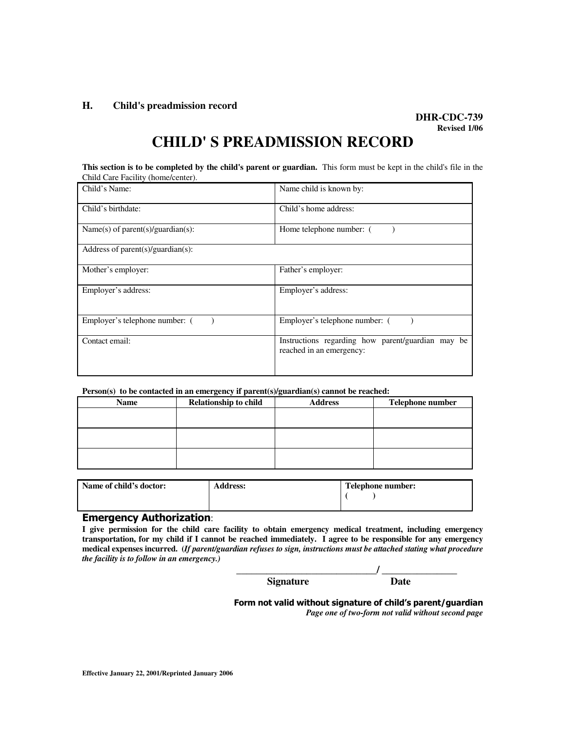### H. Child's preadmission record

**DHR-CDC-739**
**Revised 1/06**

# CHILD' S PREADMISSION RECORD

**This section is to be completed by the child's parent or guardian.** This form must be kept in the child's file in the Child Care Facility (home/center).

| Child's Name: | Name child is known by: |
|---|---|
| Child's birthdate: | Child's home address: |
| Name(s) of parent(s)/guardian(s): | Home telephone number: (     ) |
| Address of parent(s)/guardian(s): | |
| Mother's employer: | Father's employer: |
| Employer's address: | Employer's address: |
| Employer's telephone number: (     ) | Employer's telephone number: (     ) |
| Contact email: | Instructions regarding how parent/guardian may be reached in an emergency: |

**Person(s) to be contacted in an emergency if parent(s)/guardian(s) cannot be reached:**

| Name | Relationship to child | Address | Telephone number |
|---|---|---|---|
| | | | |
| | | | |
| | | | |

| Name of child's doctor: | Address: | Telephone number: (     ) |
|---|---|---|
| | | |

## Emergency Authorization:

**I give permission for the child care facility to obtain emergency medical treatment, including emergency transportation, for my child if I cannot be reached immediately. I agree to be responsible for any emergency medical expenses incurred. (*If parent/guardian refuses to sign, instructions must be attached stating what procedure the facility is to follow in an emergency.*)**

______________________________/ ________________
**Signature** **Date**

**Form not valid without signature of child's parent/guardian**
*Page one of two-form not valid without second page*

Effective January 22, 2001/Reprinted January 2006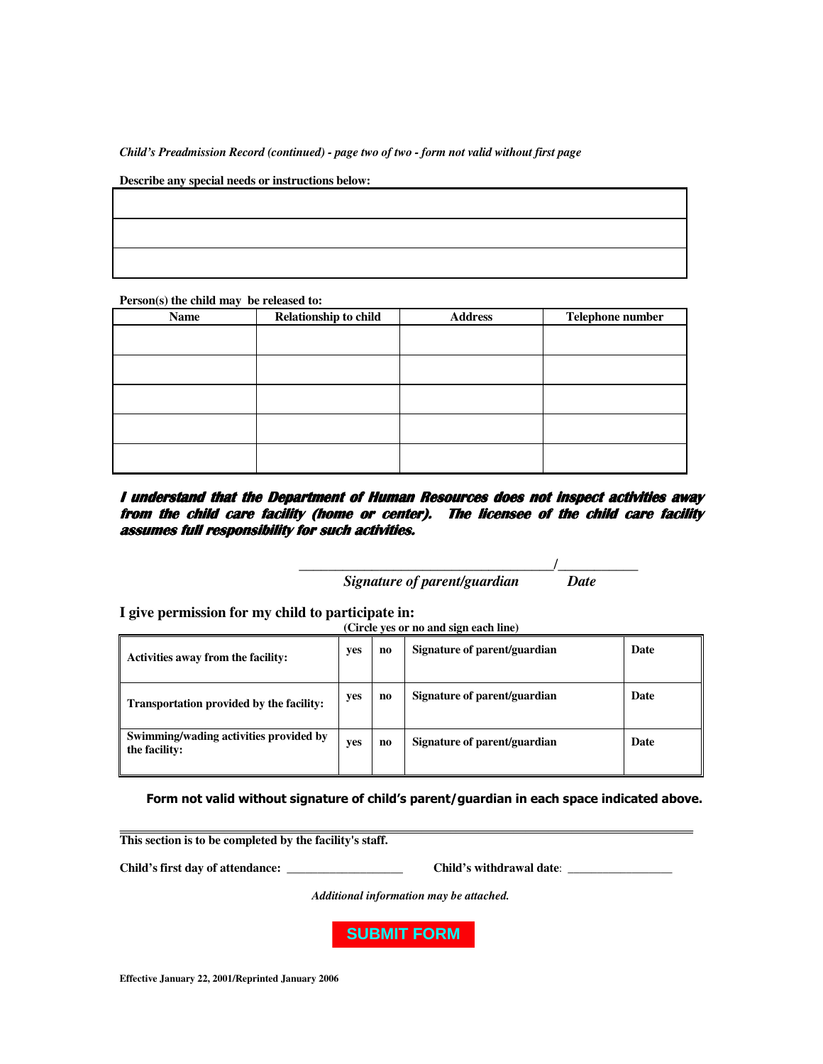*Child's Preadmission Record (continued) - page two of two - form not valid without first page*

**Describe any special needs or instructions below:**

| |
|---|
| |
| |
| |

**Person(s) the child may be released to:**

| Name | Relationship to child | Address | Telephone number |
|---|---|---|---|
| | | | |
| | | | |
| | | | |
| | | | |
| | | | |

***I understand that the Department of Human Resources does not inspect activities away from the child care facility (home or center). The licensee of the child care facility assumes full responsibility for such activities.***

_____________________________________/____________

*Signature of parent/guardian* *Date*

**I give permission for my child to participate in:**

**(Circle yes or no and sign each line)**

| | | | | |
|---|---|---|---|---|
| **Activities away from the facility:** | **yes** | **no** | **Signature of parent/guardian** | **Date** |
| **Transportation provided by the facility:** | **yes** | **no** | **Signature of parent/guardian** | **Date** |
| **Swimming/wading activities provided by the facility:** | **yes** | **no** | **Signature of parent/guardian** | **Date** |

**Form not valid without signature of child's parent/guardian in each space indicated above.**

---

**This section is to be completed by the facility's staff.**

**Child's first day of attendance:** ___________________ **Child's withdrawal date**: _________________

*Additional information may be attached.*

SUBMIT FORM

**Effective January 22, 2001/Reprinted January 2006**